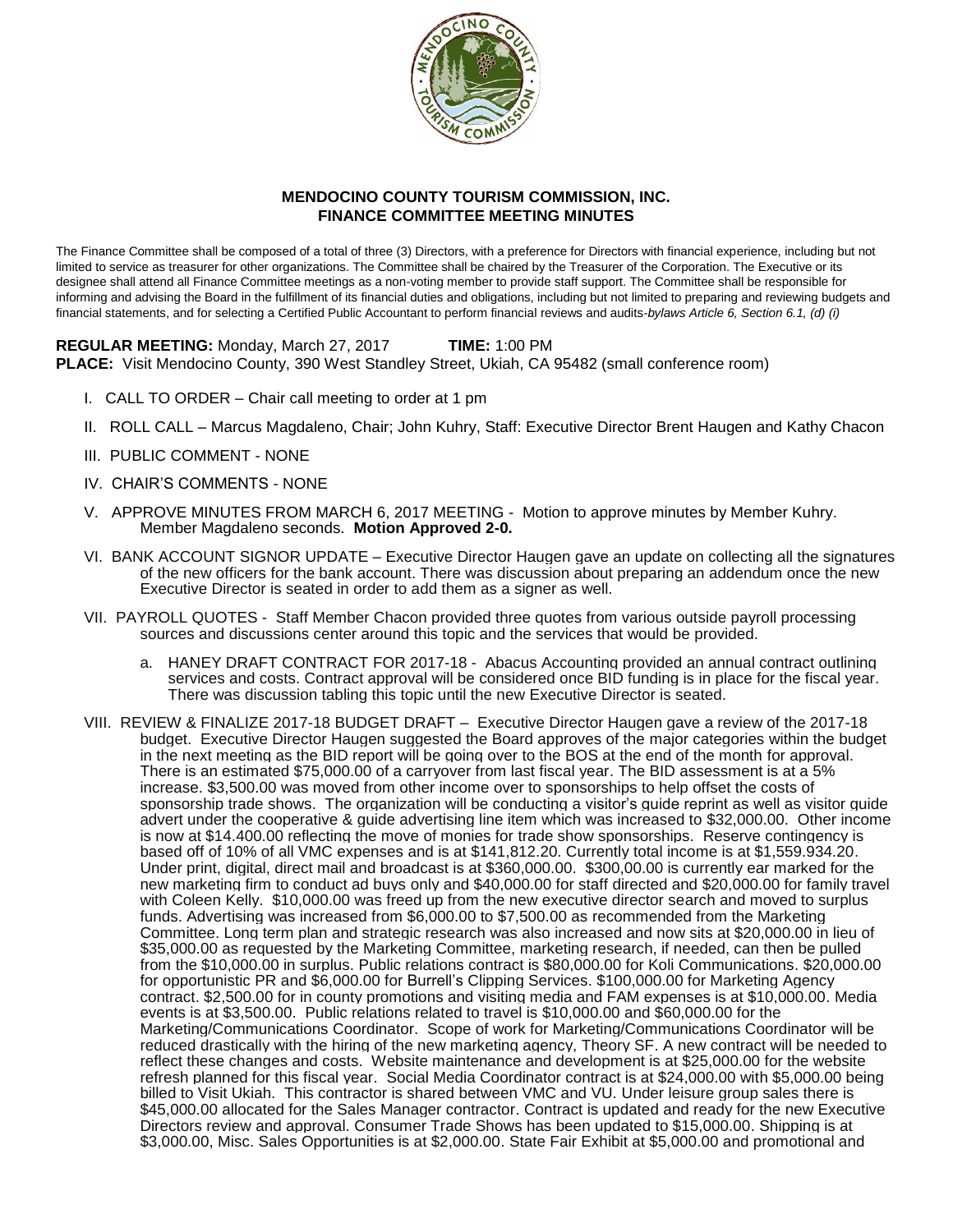# MENDOCINO COUNTY TOURISM COMMISSION, INC.
## FINANCE COMMITTEE MEETING MINUTES

The Finance Committee shall be composed of a total of three (3) Directors, with a preference for Directors with financial experience, including but not limited to service as treasurer for other organizations. The Committee shall be chaired by the Treasurer of the Corporation. The Executive or its designee shall attend all Finance Committee meetings as a non-voting member to provide staff support. The Committee shall be responsible for informing and advising the Board in the fulfillment of its financial duties and obligations, including but not limited to preparing and reviewing budgets and financial statements, and for selecting a Certified Public Accountant to perform financial reviews and audits-*bylaws Article 6, Section 6.1, (d) (i)*

**REGULAR MEETING:** Monday, March 27, 2017 **TIME:** 1:00 PM
**PLACE:** Visit Mendocino County, 390 West Standley Street, Ukiah, CA 95482 (small conference room)

I. CALL TO ORDER – Chair call meeting to order at 1 pm

II. ROLL CALL – Marcus Magdaleno, Chair; John Kuhry, Staff: Executive Director Brent Haugen and Kathy Chacon

III. PUBLIC COMMENT - NONE

IV. CHAIR'S COMMENTS - NONE

V. APPROVE MINUTES FROM MARCH 6, 2017 MEETING - Motion to approve minutes by Member Kuhry. Member Magdaleno seconds. **Motion Approved 2-0.**

VI. BANK ACCOUNT SIGNOR UPDATE – Executive Director Haugen gave an update on collecting all the signatures of the new officers for the bank account. There was discussion about preparing an addendum once the new Executive Director is seated in order to add them as a signer as well.

VII. PAYROLL QUOTES - Staff Member Chacon provided three quotes from various outside payroll processing sources and discussions center around this topic and the services that would be provided.

   a. HANEY DRAFT CONTRACT FOR 2017-18 - Abacus Accounting provided an annual contract outlining services and costs. Contract approval will be considered once BID funding is in place for the fiscal year. There was discussion tabling this topic until the new Executive Director is seated.

VIII. REVIEW & FINALIZE 2017-18 BUDGET DRAFT – Executive Director Haugen gave a review of the 2017-18 budget. Executive Director Haugen suggested the Board approves of the major categories within the budget in the next meeting as the BID report will be going over to the BOS at the end of the month for approval. There is an estimated $75,000.00 of a carryover from last fiscal year. The BID assessment is at a 5% increase. $3,500.00 was moved from other income over to sponsorships to help offset the costs of sponsorship trade shows. The organization will be conducting a visitor's guide reprint as well as visitor guide advert under the cooperative & guide advertising line item which was increased to $32,000.00. Other income is now at $14.400.00 reflecting the move of monies for trade show sponsorships. Reserve contingency is based off of 10% of all VMC expenses and is at $141,812.20. Currently total income is at $1,559.934.20. Under print, digital, direct mail and broadcast is at $360,000.00. $300,00.00 is currently ear marked for the new marketing firm to conduct ad buys only and $40,000.00 for staff directed and $20,000.00 for family travel with Coleen Kelly. $10,000.00 was freed up from the new executive director search and moved to surplus funds. Advertising was increased from $6,000.00 to $7,500.00 as recommended from the Marketing Committee. Long term plan and strategic research was also increased and now sits at $20,000.00 in lieu of $35,000.00 as requested by the Marketing Committee, marketing research, if needed, can then be pulled from the $10,000.00 in surplus. Public relations contract is $80,000.00 for Koli Communications. $20,000.00 for opportunistic PR and $6,000.00 for Burrell's Clipping Services. $100,000.00 for Marketing Agency contract. $2,500.00 for in county promotions and visiting media and FAM expenses is at $10,000.00. Media events is at $3,500.00. Public relations related to travel is $10,000.00 and $60,000.00 for the Marketing/Communications Coordinator. Scope of work for Marketing/Communications Coordinator will be reduced drastically with the hiring of the new marketing agency, Theory SF. A new contract will be needed to reflect these changes and costs. Website maintenance and development is at $25,000.00 for the website refresh planned for this fiscal year. Social Media Coordinator contract is at $24,000.00 with $5,000.00 being billed to Visit Ukiah. This contractor is shared between VMC and VU. Under leisure group sales there is $45,000.00 allocated for the Sales Manager contractor. Contract is updated and ready for the new Executive Directors review and approval. Consumer Trade Shows has been updated to $15,000.00. Shipping is at $3,000.00, Misc. Sales Opportunities is at $2,000.00. State Fair Exhibit at $5,000.00 and promotional and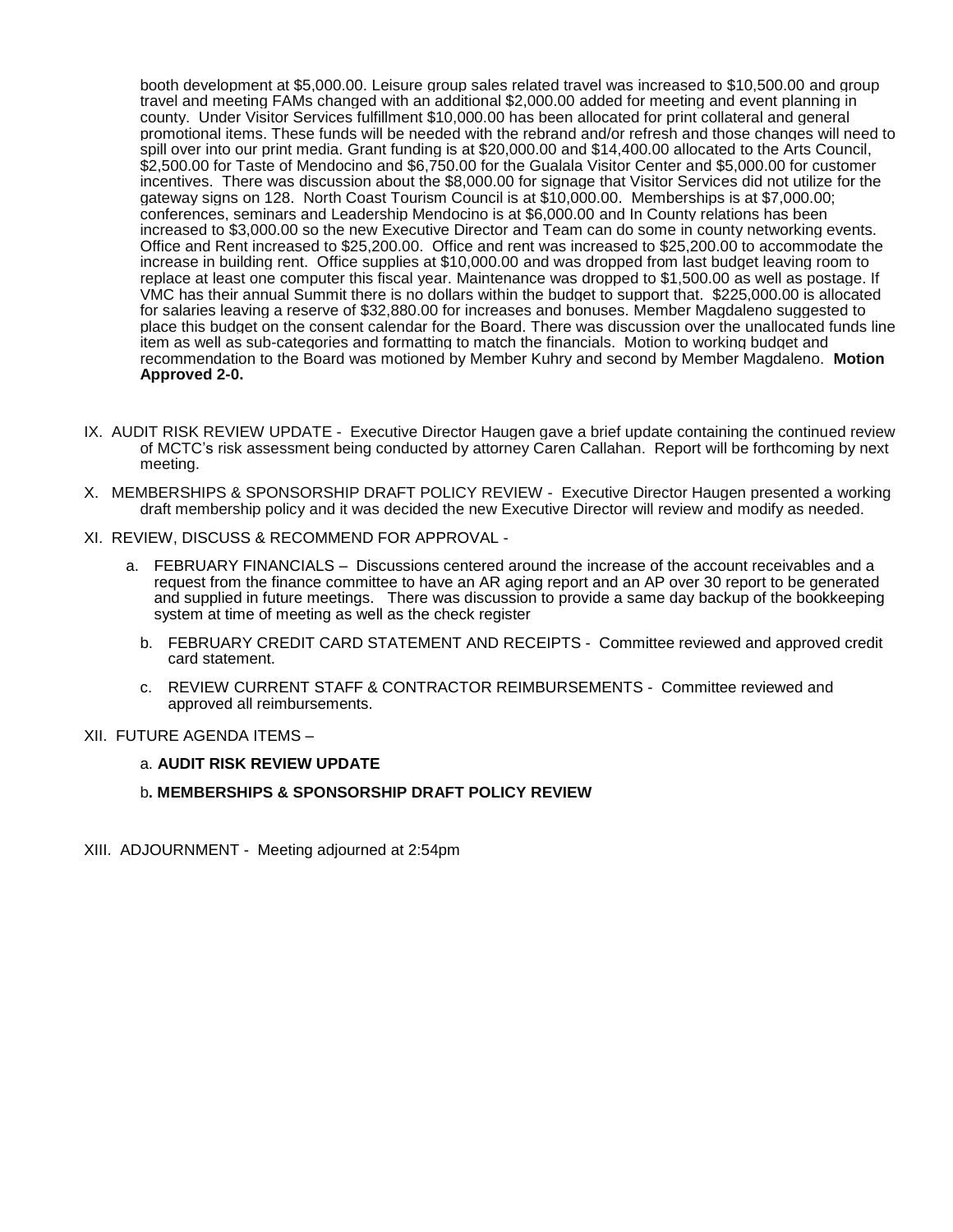booth development at $5,000.00. Leisure group sales related travel was increased to $10,500.00 and group travel and meeting FAMs changed with an additional $2,000.00 added for meeting and event planning in county. Under Visitor Services fulfillment $10,000.00 has been allocated for print collateral and general promotional items. These funds will be needed with the rebrand and/or refresh and those changes will need to spill over into our print media. Grant funding is at $20,000.00 and $14,400.00 allocated to the Arts Council, $2,500.00 for Taste of Mendocino and $6,750.00 for the Gualala Visitor Center and $5,000.00 for customer incentives. There was discussion about the $8,000.00 for signage that Visitor Services did not utilize for the gateway signs on 128. North Coast Tourism Council is at $10,000.00. Memberships is at $7,000.00; conferences, seminars and Leadership Mendocino is at $6,000.00 and In County relations has been increased to $3,000.00 so the new Executive Director and Team can do some in county networking events. Office and Rent increased to $25,200.00. Office and rent was increased to $25,200.00 to accommodate the increase in building rent. Office supplies at $10,000.00 and was dropped from last budget leaving room to replace at least one computer this fiscal year. Maintenance was dropped to $1,500.00 as well as postage. If VMC has their annual Summit there is no dollars within the budget to support that. $225,000.00 is allocated for salaries leaving a reserve of $32,880.00 for increases and bonuses. Member Magdaleno suggested to place this budget on the consent calendar for the Board. There was discussion over the unallocated funds line item as well as sub-categories and formatting to match the financials. Motion to working budget and recommendation to the Board was motioned by Member Kuhry and second by Member Magdaleno. **Motion Approved 2-0.**

IX. AUDIT RISK REVIEW UPDATE - Executive Director Haugen gave a brief update containing the continued review of MCTC's risk assessment being conducted by attorney Caren Callahan. Report will be forthcoming by next meeting.

X. MEMBERSHIPS & SPONSORSHIP DRAFT POLICY REVIEW - Executive Director Haugen presented a working draft membership policy and it was decided the new Executive Director will review and modify as needed.

XI. REVIEW, DISCUSS & RECOMMEND FOR APPROVAL -

a. FEBRUARY FINANCIALS – Discussions centered around the increase of the account receivables and a request from the finance committee to have an AR aging report and an AP over 30 report to be generated and supplied in future meetings. There was discussion to provide a same day backup of the bookkeeping system at time of meeting as well as the check register

b. FEBRUARY CREDIT CARD STATEMENT AND RECEIPTS - Committee reviewed and approved credit card statement.

c. REVIEW CURRENT STAFF & CONTRACTOR REIMBURSEMENTS - Committee reviewed and approved all reimbursements.

XII. FUTURE AGENDA ITEMS –

a. **AUDIT RISK REVIEW UPDATE**

b**. MEMBERSHIPS & SPONSORSHIP DRAFT POLICY REVIEW**

XIII. ADJOURNMENT - Meeting adjourned at 2:54pm